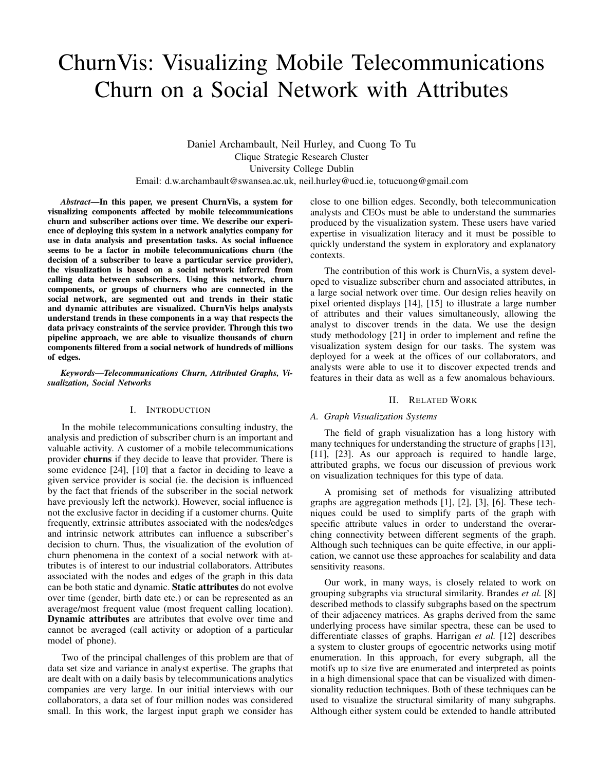# ChurnVis: Visualizing Mobile Telecommunications Churn on a Social Network with Attributes

Daniel Archambault, Neil Hurley, and Cuong To Tu
Clique Strategic Research Cluster
University College Dublin
Email: d.w.archambault@swansea.ac.uk, neil.hurley@ucd.ie, totucuong@gmail.com

***Abstract*—In this paper, we present ChurnVis, a system for visualizing components affected by mobile telecommunications churn and subscriber actions over time. We describe our experience of deploying this system in a network analytics company for use in data analysis and presentation tasks. As social influence seems to be a factor in mobile telecommunications churn (the decision of a subscriber to leave a particular service provider), the visualization is based on a social network inferred from calling data between subscribers. Using this network, churn components, or groups of churners who are connected in the social network, are segmented out and trends in their static and dynamic attributes are visualized. ChurnVis helps analysts understand trends in these components in a way that respects the data privacy constraints of the service provider. Through this two pipeline approach, we are able to visualize thousands of churn components filtered from a social network of hundreds of millions of edges.**

***Keywords*—Telecommunications Churn, Attributed Graphs, Visualization, Social Networks**

## I. Introduction

In the mobile telecommunications consulting industry, the analysis and prediction of subscriber churn is an important and valuable activity. A customer of a mobile telecommunications provider **churns** if they decide to leave that provider. There is some evidence [24], [10] that a factor in deciding to leave a given service provider is social (ie. the decision is influenced by the fact that friends of the subscriber in the social network have previously left the network). However, social influence is not the exclusive factor in deciding if a customer churns. Quite frequently, extrinsic attributes associated with the nodes/edges and intrinsic network attributes can influence a subscriber's decision to churn. Thus, the visualization of the evolution of churn phenomena in the context of a social network with attributes is of interest to our industrial collaborators. Attributes associated with the nodes and edges of the graph in this data can be both static and dynamic. **Static attributes** do not evolve over time (gender, birth date etc.) or can be represented as an average/most frequent value (most frequent calling location). **Dynamic attributes** are attributes that evolve over time and cannot be averaged (call activity or adoption of a particular model of phone).

Two of the principal challenges of this problem are that of data set size and variance in analyst expertise. The graphs that are dealt with on a daily basis by telecommunications analytics companies are very large. In our initial interviews with our collaborators, a data set of four million nodes was considered small. In this work, the largest input graph we consider has close to one billion edges. Secondly, both telecommunication analysts and CEOs must be able to understand the summaries produced by the visualization system. These users have varied expertise in visualization literacy and it must be possible to quickly understand the system in exploratory and explanatory contexts.

The contribution of this work is ChurnVis, a system developed to visualize subscriber churn and associated attributes, in a large social network over time. Our design relies heavily on pixel oriented displays [14], [15] to illustrate a large number of attributes and their values simultaneously, allowing the analyst to discover trends in the data. We use the design study methodology [21] in order to implement and refine the visualization system design for our tasks. The system was deployed for a week at the offices of our collaborators, and analysts were able to use it to discover expected trends and features in their data as well as a few anomalous behaviours.

## II. Related Work

### A. Graph Visualization Systems

The field of graph visualization has a long history with many techniques for understanding the structure of graphs [13], [11], [23]. As our approach is required to handle large, attributed graphs, we focus our discussion of previous work on visualization techniques for this type of data.

A promising set of methods for visualizing attributed graphs are aggregation methods [1], [2], [3], [6]. These techniques could be used to simplify parts of the graph with specific attribute values in order to understand the overarching connectivity between different segments of the graph. Although such techniques can be quite effective, in our application, we cannot use these approaches for scalability and data sensitivity reasons.

Our work, in many ways, is closely related to work on grouping subgraphs via structural similarity. Brandes *et al.* [8] described methods to classify subgraphs based on the spectrum of their adjacency matrices. As graphs derived from the same underlying process have similar spectra, these can be used to differentiate classes of graphs. Harrigan *et al.* [12] describes a system to cluster groups of egocentric networks using motif enumeration. In this approach, for every subgraph, all the motifs up to size five are enumerated and interpreted as points in a high dimensional space that can be visualized with dimensionality reduction techniques. Both of these techniques can be used to visualize the structural similarity of many subgraphs. Although either system could be extended to handle attributed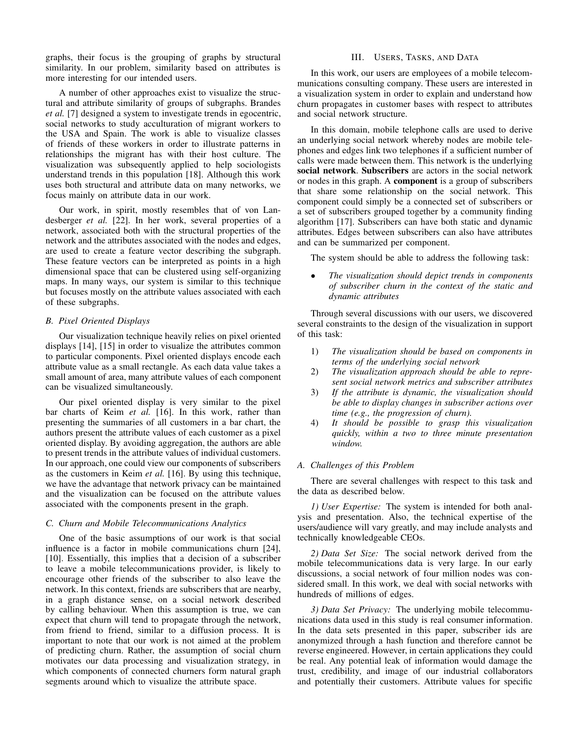graphs, their focus is the grouping of graphs by structural similarity. In our problem, similarity based on attributes is more interesting for our intended users.

A number of other approaches exist to visualize the structural and attribute similarity of groups of subgraphs. Brandes *et al.* [7] designed a system to investigate trends in egocentric, social networks to study acculturation of migrant workers to the USA and Spain. The work is able to visualize classes of friends of these workers in order to illustrate patterns in relationships the migrant has with their host culture. The visualization was subsequently applied to help sociologists understand trends in this population [18]. Although this work uses both structural and attribute data on many networks, we focus mainly on attribute data in our work.

Our work, in spirit, mostly resembles that of von Landesberger *et al.* [22]. In her work, several properties of a network, associated both with the structural properties of the network and the attributes associated with the nodes and edges, are used to create a feature vector describing the subgraph. These feature vectors can be interpreted as points in a high dimensional space that can be clustered using self-organizing maps. In many ways, our system is similar to this technique but focuses mostly on the attribute values associated with each of these subgraphs.

### *B. Pixel Oriented Displays*

Our visualization technique heavily relies on pixel oriented displays [14], [15] in order to visualize the attributes common to particular components. Pixel oriented displays encode each attribute value as a small rectangle. As each data value takes a small amount of area, many attribute values of each component can be visualized simultaneously.

Our pixel oriented display is very similar to the pixel bar charts of Keim *et al.* [16]. In this work, rather than presenting the summaries of all customers in a bar chart, the authors present the attribute values of each customer as a pixel oriented display. By avoiding aggregation, the authors are able to present trends in the attribute values of individual customers. In our approach, one could view our components of subscribers as the customers in Keim *et al.* [16]. By using this technique, we have the advantage that network privacy can be maintained and the visualization can be focused on the attribute values associated with the components present in the graph.

### *C. Churn and Mobile Telecommunications Analytics*

One of the basic assumptions of our work is that social influence is a factor in mobile communications churn [24], [10]. Essentially, this implies that a decision of a subscriber to leave a mobile telecommunications provider, is likely to encourage other friends of the subscriber to also leave the network. In this context, friends are subscribers that are nearby, in a graph distance sense, on a social network described by calling behaviour. When this assumption is true, we can expect that churn will tend to propagate through the network, from friend to friend, similar to a diffusion process. It is important to note that our work is not aimed at the problem of predicting churn. Rather, the assumption of social churn motivates our data processing and visualization strategy, in which components of connected churners form natural graph segments around which to visualize the attribute space.

## III. Users, Tasks, and Data

In this work, our users are employees of a mobile telecommunications consulting company. These users are interested in a visualization system in order to explain and understand how churn propagates in customer bases with respect to attributes and social network structure.

In this domain, mobile telephone calls are used to derive an underlying social network whereby nodes are mobile telephones and edges link two telephones if a sufficient number of calls were made between them. This network is the underlying **social network**. **Subscribers** are actors in the social network or nodes in this graph. A **component** is a group of subscribers that share some relationship on the social network. This component could simply be a connected set of subscribers or a set of subscribers grouped together by a community finding algorithm [17]. Subscribers can have both static and dynamic attributes. Edges between subscribers can also have attributes and can be summarized per component.

The system should be able to address the following task:

- *The visualization should depict trends in components of subscriber churn in the context of the static and dynamic attributes*

Through several discussions with our users, we discovered several constraints to the design of the visualization in support of this task:

1) *The visualization should be based on components in terms of the underlying social network*
2) *The visualization approach should be able to represent social network metrics and subscriber attributes*
3) *If the attribute is dynamic, the visualization should be able to display changes in subscriber actions over time (e.g., the progression of churn).*
4) *It should be possible to grasp this visualization quickly, within a two to three minute presentation window.*

### *A. Challenges of this Problem*

There are several challenges with respect to this task and the data as described below.

*1) User Expertise:* The system is intended for both analysis and presentation. Also, the technical expertise of the users/audience will vary greatly, and may include analysts and technically knowledgeable CEOs.

*2) Data Set Size:* The social network derived from the mobile telecommunications data is very large. In our early discussions, a social network of four million nodes was considered small. In this work, we deal with social networks with hundreds of millions of edges.

*3) Data Set Privacy:* The underlying mobile telecommunications data used in this study is real consumer information. In the data sets presented in this paper, subscriber ids are anonymized through a hash function and therefore cannot be reverse engineered. However, in certain applications they could be real. Any potential leak of information would damage the trust, credibility, and image of our industrial collaborators and potentially their customers. Attribute values for specific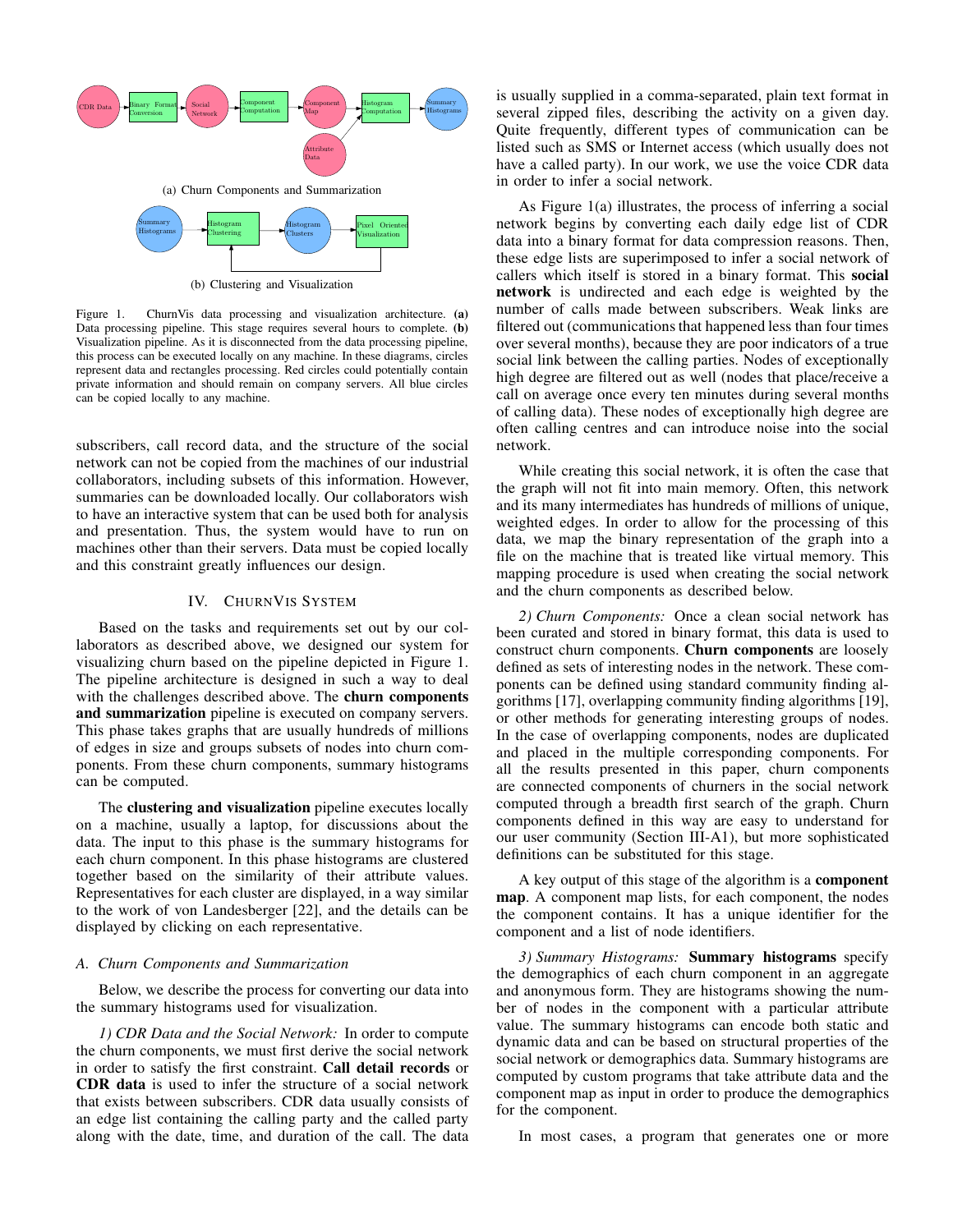(a) Churn Components and Summarization

(b) Clustering and Visualization

Figure 1. ChurnVis data processing and visualization architecture. **(a)** Data processing pipeline. This stage requires several hours to complete. **(b)** Visualization pipeline. As it is disconnected from the data processing pipeline, this process can be executed locally on any machine. In these diagrams, circles represent data and rectangles processing. Red circles could potentially contain private information and should remain on company servers. All blue circles can be copied locally to any machine.

subscribers, call record data, and the structure of the social network can not be copied from the machines of our industrial collaborators, including subsets of this information. However, summaries can be downloaded locally. Our collaborators wish to have an interactive system that can be used both for analysis and presentation. Thus, the system would have to run on machines other than their servers. Data must be copied locally and this constraint greatly influences our design.

## IV. ChurnVis System

Based on the tasks and requirements set out by our collaborators as described above, we designed our system for visualizing churn based on the pipeline depicted in Figure 1. The pipeline architecture is designed in such a way to deal with the challenges described above. The **churn components and summarization** pipeline is executed on company servers. This phase takes graphs that are usually hundreds of millions of edges in size and groups subsets of nodes into churn components. From these churn components, summary histograms can be computed.

The **clustering and visualization** pipeline executes locally on a machine, usually a laptop, for discussions about the data. The input to this phase is the summary histograms for each churn component. In this phase histograms are clustered together based on the similarity of their attribute values. Representatives for each cluster are displayed, in a way similar to the work of von Landesberger [22], and the details can be displayed by clicking on each representative.

### A. Churn Components and Summarization

Below, we describe the process for converting our data into the summary histograms used for visualization.

*1) CDR Data and the Social Network:* In order to compute the churn components, we must first derive the social network in order to satisfy the first constraint. **Call detail records** or **CDR data** is used to infer the structure of a social network that exists between subscribers. CDR data usually consists of an edge list containing the calling party and the called party along with the date, time, and duration of the call. The data is usually supplied in a comma-separated, plain text format in several zipped files, describing the activity on a given day. Quite frequently, different types of communication can be listed such as SMS or Internet access (which usually does not have a called party). In our work, we use the voice CDR data in order to infer a social network.

As Figure 1(a) illustrates, the process of inferring a social network begins by converting each daily edge list of CDR data into a binary format for data compression reasons. Then, these edge lists are superimposed to infer a social network of callers which itself is stored in a binary format. This **social network** is undirected and each edge is weighted by the number of calls made between subscribers. Weak links are filtered out (communications that happened less than four times over several months), because they are poor indicators of a true social link between the calling parties. Nodes of exceptionally high degree are filtered out as well (nodes that place/receive a call on average once every ten minutes during several months of calling data). These nodes of exceptionally high degree are often calling centres and can introduce noise into the social network.

While creating this social network, it is often the case that the graph will not fit into main memory. Often, this network and its many intermediates has hundreds of millions of unique, weighted edges. In order to allow for the processing of this data, we map the binary representation of the graph into a file on the machine that is treated like virtual memory. This mapping procedure is used when creating the social network and the churn components as described below.

*2) Churn Components:* Once a clean social network has been curated and stored in binary format, this data is used to construct churn components. **Churn components** are loosely defined as sets of interesting nodes in the network. These components can be defined using standard community finding algorithms [17], overlapping community finding algorithms [19], or other methods for generating interesting groups of nodes. In the case of overlapping components, nodes are duplicated and placed in the multiple corresponding components. For all the results presented in this paper, churn components are connected components of churners in the social network computed through a breadth first search of the graph. Churn components defined in this way are easy to understand for our user community (Section III-A1), but more sophisticated definitions can be substituted for this stage.

A key output of this stage of the algorithm is a **component map**. A component map lists, for each component, the nodes the component contains. It has a unique identifier for the component and a list of node identifiers.

*3) Summary Histograms:* **Summary histograms** specify the demographics of each churn component in an aggregate and summary form. They are histograms showing the number of nodes in the component with a particular attribute value. The summary histograms can encode both static and dynamic data and can be based on structural properties of the social network or demographics data. Summary histograms are computed by custom programs that take attribute data and the component map as input in order to produce the demographics for the component.

In most cases, a program that generates one or more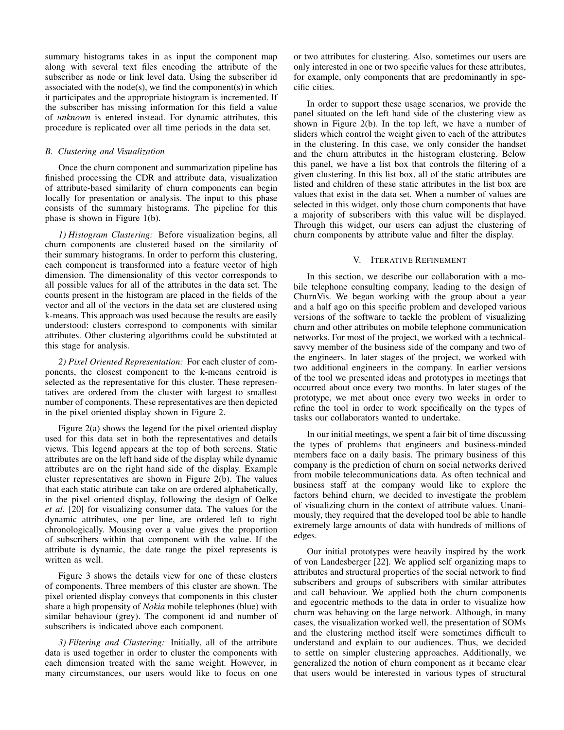summary histograms takes in as input the component map along with several text files encoding the attribute of the subscriber as node or link level data. Using the subscriber id associated with the node(s), we find the component(s) in which it participates and the appropriate histogram is incremented. If the subscriber has missing information for this field a value of *unknown* is entered instead. For dynamic attributes, this procedure is replicated over all time periods in the data set.

### B. Clustering and Visualization

Once the churn component and summarization pipeline has finished processing the CDR and attribute data, visualization of attribute-based similarity of churn components can begin locally for presentation or analysis. The input to this phase consists of the summary histograms. The pipeline for this phase is shown in Figure 1(b).

*1) Histogram Clustering:* Before visualization begins, all churn components are clustered based on the similarity of their summary histograms. In order to perform this clustering, each component is transformed into a feature vector of high dimension. The dimensionality of this vector corresponds to all possible values for all of the attributes in the data set. The counts present in the histogram are placed in the fields of the vector and all of the vectors in the data set are clustered using k-means. This approach was used because the results are easily understood: clusters correspond to components with similar attributes. Other clustering algorithms could be substituted at this stage for analysis.

*2) Pixel Oriented Representation:* For each cluster of components, the closest component to the k-means centroid is selected as the representative for this cluster. These representatives are ordered from the cluster with largest to smallest number of components. These representatives are then depicted in the pixel oriented display shown in Figure 2.

Figure 2(a) shows the legend for the pixel oriented display used for this data set in both the representatives and details views. This legend appears at the top of both screens. Static attributes are on the left hand side of the display while dynamic attributes are on the right hand side of the display. Example cluster representatives are shown in Figure 2(b). The values that each static attribute can take on are ordered alphabetically, in the pixel oriented display, following the design of Oelke *et al.* [20] for visualizing consumer data. The values for the dynamic attributes, one per line, are ordered left to right chronologically. Mousing over a value gives the proportion of subscribers within that component with the value. If the attribute is dynamic, the date range the pixel represents is written as well.

Figure 3 shows the details view for one of these clusters of components. Three members of this cluster are shown. The pixel oriented display conveys that components in this cluster share a high propensity of *Nokia* mobile telephones (blue) with similar behaviour (grey). The component id and number of subscribers is indicated above each component.

*3) Filtering and Clustering:* Initially, all of the attribute data is used together in order to cluster the components with each dimension treated with the same weight. However, in many circumstances, our users would like to focus on one or two attributes for clustering. Also, sometimes our users are only interested in one or two specific values for these attributes, for example, only components that are predominantly in specific cities.

In order to support these usage scenarios, we provide the panel situated on the left hand side of the clustering view as shown in Figure 2(b). In the top left, we have a number of sliders which control the weight given to each of the attributes in the clustering. In this case, we only consider the handset and the churn attributes in the histogram clustering. Below this panel, we have a list box that controls the filtering of a given clustering. In this list box, all of the static attributes are listed and children of these static attributes in the list box are values that exist in the data set. When a number of values are selected in this widget, only those churn components that have a majority of subscribers with this value will be displayed. Through this widget, our users can adjust the clustering of churn components by attribute value and filter the display.

## V. Iterative Refinement

In this section, we describe our collaboration with a mobile telephone consulting company, leading to the design of ChurnVis. We began working with the group about a year and a half ago on this specific problem and developed various versions of the software to tackle the problem of visualizing churn and other attributes on mobile telephone communication networks. For most of the project, we worked with a technical-savvy member of the business side of the company and two of the engineers. In later stages of the project, we worked with two additional engineers in the company. In earlier versions of the tool we presented ideas and prototypes in meetings that occurred about once every two months. In later stages of the prototype, we met about once every two weeks in order to refine the tool in order to work specifically on the types of tasks our collaborators wanted to undertake.

In our initial meetings, we spent a fair bit of time discussing the types of problems that engineers and business-minded members face on a daily basis. The primary business of this company is the prediction of churn on social networks derived from mobile telecommunications data. As often technical and business staff at the company would like to explore the factors behind churn, we decided to investigate the problem of visualizing churn in the context of attribute values. Unanimously, they required that the developed tool be able to handle extremely large amounts of data with hundreds of millions of edges.

Our initial prototypes were heavily inspired by the work of von Landesberger [22]. We applied self organizing maps to attributes and structural properties of the social network to find subscribers and groups of subscribers with similar attributes and call behaviour. We applied both the churn components and egocentric methods to the data in order to visualize how churn was behaving on the large network. Although, in many cases, the visualization worked well, the presentation of SOMs and the clustering method itself were sometimes difficult to understand and explain to our audiences. Thus, we decided to settle on simpler clustering approaches. Additionally, we generalized the notion of churn component as it became clear that users would be interested in various types of structural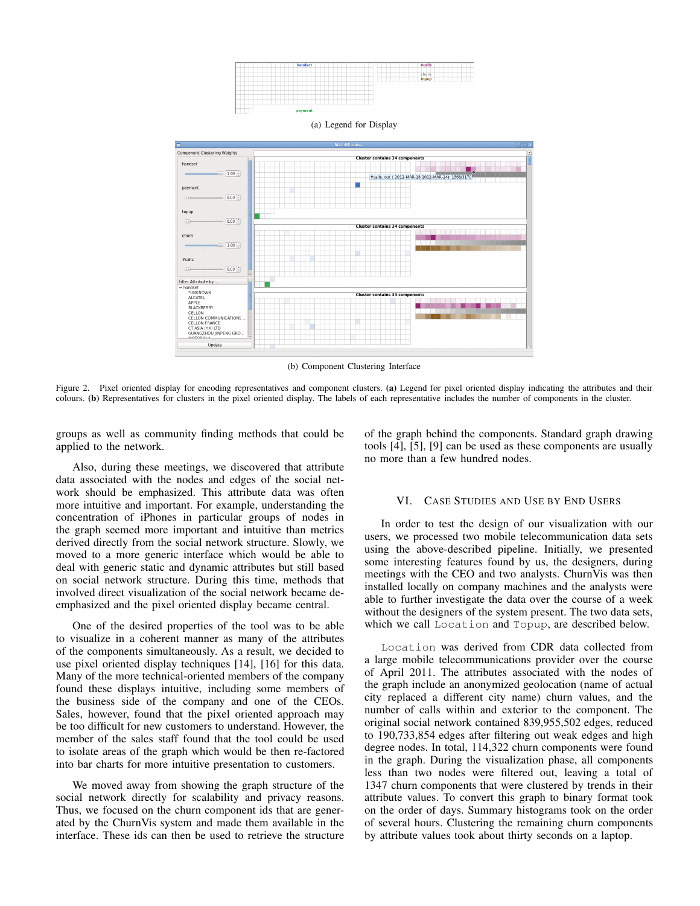(a) Legend for Display

(b) Component Clustering Interface

Figure 2. Pixel oriented display for encoding representatives and component clusters. **(a)** Legend for pixel oriented display indicating the attributes and their colours. **(b)** Representatives for clusters in the pixel oriented display. The labels of each representative includes the number of components in the cluster.

groups as well as community finding methods that could be applied to the network.

Also, during these meetings, we discovered that attribute data associated with the nodes and edges of the social network should be emphasized. This attribute data was often more intuitive and important. For example, understanding the concentration of iPhones in particular groups of nodes in the graph seemed more important and intuitive than metrics derived directly from the social network structure. Slowly, we moved to a more generic interface which would be able to deal with generic static and dynamic attributes but still based on social network structure. During this time, methods that involved direct visualization of the social network became de-emphasized and the pixel oriented display became central.

One of the desired properties of the tool was to be able to visualize in a coherent manner as many of the attributes of the components simultaneously. As a result, we decided to use pixel oriented display techniques [14], [16] for this data. Many of the more technical-oriented members of the company found these displays intuitive, including some members of the business side of the company and one of the CEOs. Sales, however, found that the pixel oriented approach may be too difficult for new customers to understand. However, the member of the sales staff found that the tool could be used to isolate areas of the graph which would be then re-factored into bar charts for more intuitive presentation to customers.

We moved away from showing the graph structure of the social network directly for scalability and privacy reasons. Thus, we focused on the churn component ids that are generated by the ChurnVis system and made them available in the interface. These ids can then be used to retrieve the structure of the graph behind the components. Standard graph drawing tools [4], [5], [9] can be used as these components are usually no more than a few hundred nodes.

## VI. Case Studies and Use by End Users

In order to test the design of our visualization with our users, we processed two mobile telecommunication data sets using the above-described pipeline. Initially, we presented some interesting features found by us, the designers, during meetings with the CEO and two analysts. ChurnVis was then installed locally on company machines and the analysts were able to further investigate the data over the course of a week without the designers of the system present. The two data sets, which we call `Location` and `Topup`, are described below.

`Location` was derived from CDR data collected from a large mobile telecommunications provider over the course of April 2011. The attributes associated with the nodes of the graph include an anonymized geolocation (name of actual city replaced a different city name) churn values, and the number of calls within and exterior to the component. The original social network contained 839,955,502 edges, reduced to 190,733,854 edges after filtering out weak edges and high degree nodes. In total, 114,322 churn components were found in the graph. During the visualization phase, all components less than two nodes were filtered out, leaving a total of 1347 churn components that were clustered by trends in their attribute values. To convert this graph to binary format took on the order of days. Summary histograms took on the order of several hours. Clustering the remaining churn components by attribute values took about thirty seconds on a laptop.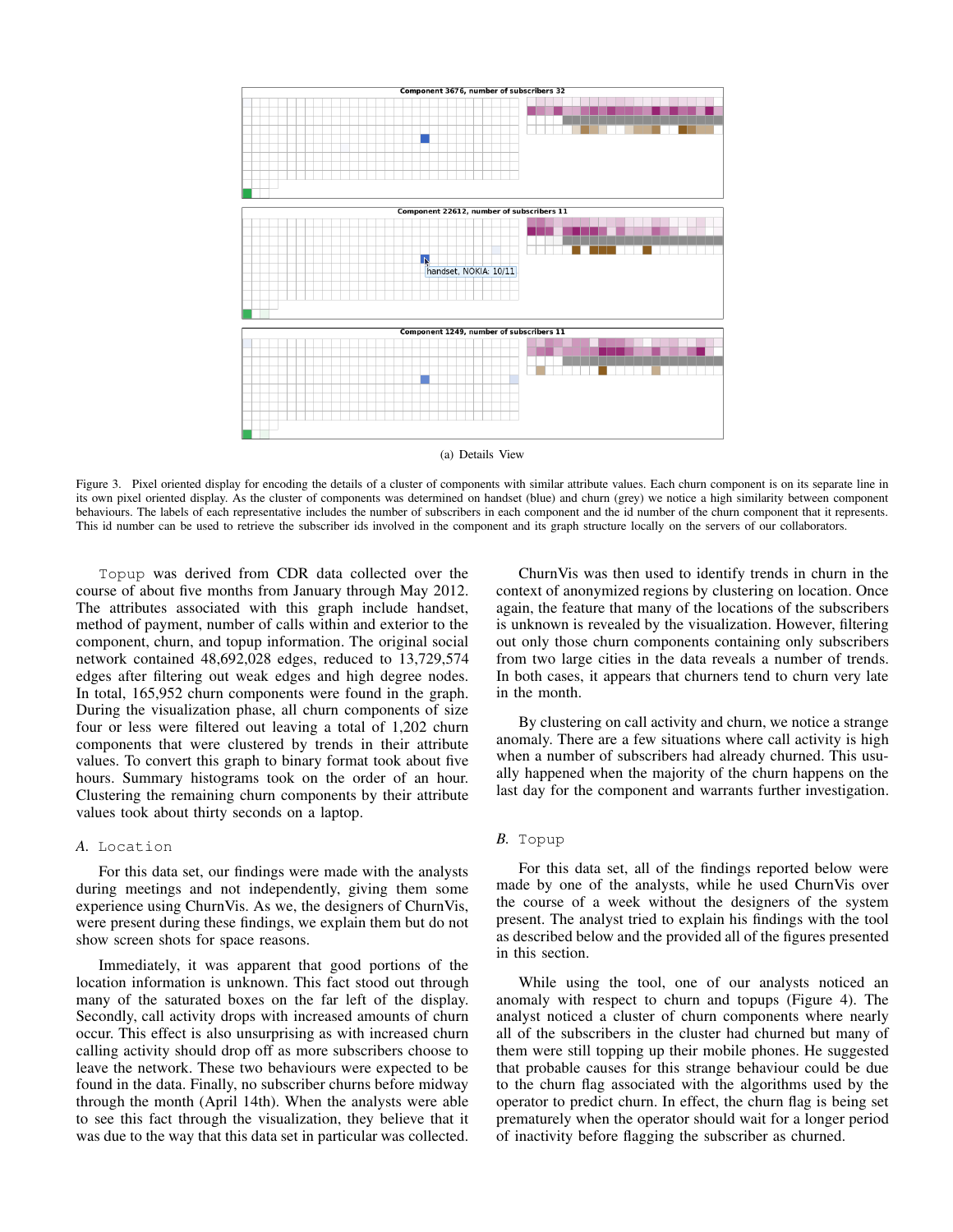Component 3676, number of subscribers 32

Component 22612, number of subscribers 11

handset, NOKIA: 10/11

Component 1249, number of subscribers 11

(a) Details View

Figure 3. Pixel oriented display for encoding the details of a cluster of components with similar attribute values. Each churn component is on its separate line in its own pixel oriented display. As the cluster of components was determined on handset (blue) and churn (grey) we notice a high similarity between component behaviours. The labels of each representative includes the number of subscribers in each component and the id number of the churn component that it represents. This id number can be used to retrieve the subscriber ids involved in the component and its graph structure locally on the servers of our collaborators.

`Topup` was derived from CDR data collected over the course of about five months from January through May 2012. The attributes associated with this graph include handset, method of payment, number of calls within and exterior to the component, churn, and topup information. The original social network contained 48,692,028 edges, reduced to 13,729,574 edges after filtering out weak edges and high degree nodes. In total, 165,952 churn components were found in the graph. During the visualization phase, all churn components of size four or less were filtered out leaving a total of 1,202 churn components that were clustered by trends in their attribute values. To convert this graph to binary format took about five hours. Summary histograms took on the order of an hour. Clustering the remaining churn components by their attribute values took about thirty seconds on a laptop.

### A. `Location`

For this data set, our findings were made with the analysts during meetings and not independently, giving them some experience using ChurnVis. As we, the designers of ChurnVis, were present during these findings, we explain them but do not show screen shots for space reasons.

Immediately, it was apparent that good portions of the location information is unknown. This fact stood out through many of the saturated boxes on the far left of the display. Secondly, call activity drops with increased amounts of churn occur. This effect is also unsurprising as with increased churn calling activity should drop off as more subscribers choose to leave the network. These two behaviours were expected to be found in the data. Finally, no subscriber churns before midway through the month (April 14th). When the analysts were able to see this fact through the visualization, they believe that it was due to the way that this data set in particular was collected.

ChurnVis was then used to identify trends in churn in the context of anonymized regions by clustering on location. Once again, the feature that many of the locations of the subscribers is unknown is revealed by the visualization. However, filtering out only those churn components containing only subscribers from two large cities in the data reveals a number of trends. In both cases, it appears that churners tend to churn very late in the month.

By clustering on call activity and churn, we notice a strange anomaly. There are a few situations where call activity is high when a number of subscribers had already churned. This usually happened when the majority of the churn happens on the last day for the component and warrants further investigation.

### B. `Topup`

For this data set, all of the findings reported below were made by one of the analysts, while he used ChurnVis over the course of a week without the designers of the system present. The analyst tried to explain his findings with the tool as described below and the provided all of the figures presented in this section.

While using the tool, one of our analysts noticed an anomaly with respect to churn and topups (Figure 4). The analyst noticed a cluster of churn components where nearly all of the subscribers in the cluster had churned but many of them were still topping up their mobile phones. He suggested that probable causes for this strange behaviour could be due to the churn flag associated with the algorithms used by the operator to predict churn. In effect, the churn flag is being set prematurely when the operator should wait for a longer period of inactivity before flagging the subscriber as churned.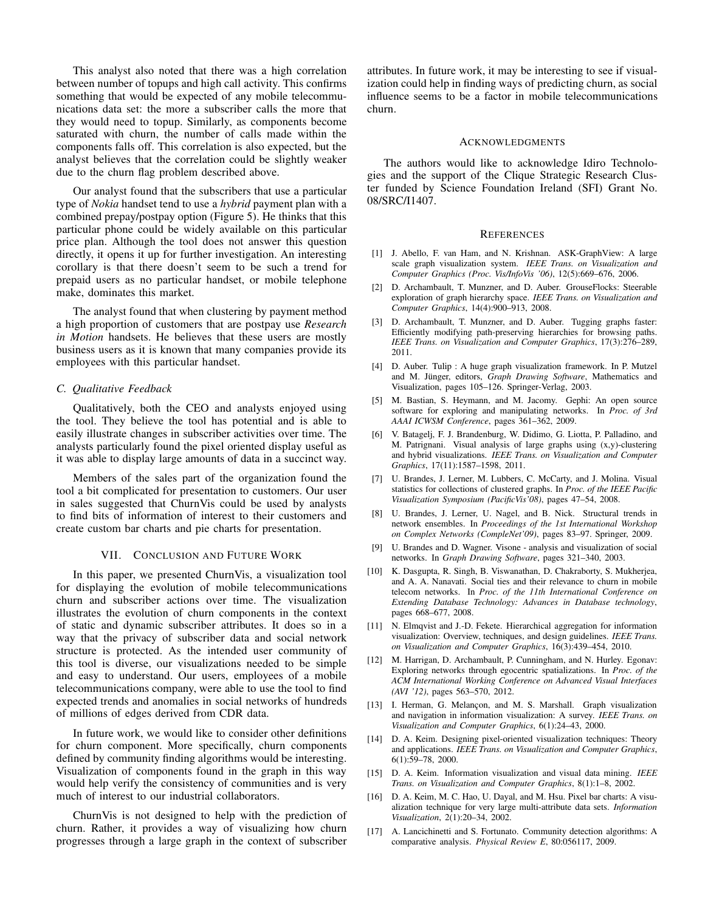This analyst also noted that there was a high correlation between number of topups and high call activity. This confirms something that would be expected of any mobile telecommunications data set: the more a subscriber calls the more that they would need to topup. Similarly, as components become saturated with churn, the number of calls made within the components falls off. This correlation is also expected, but the analyst believes that the correlation could be slightly weaker due to the churn flag problem described above.

Our analyst found that the subscribers that use a particular type of *Nokia* handset tend to use a *hybrid* payment plan with a combined prepay/postpay option (Figure 5). He thinks that this particular phone could be widely available on this particular price plan. Although the tool does not answer this question directly, it opens it up for further investigation. An interesting corollary is that there doesn't seem to be such a trend for prepaid users as no particular handset, or mobile telephone make, dominates this market.

The analyst found that when clustering by payment method a high proportion of customers that are postpay use *Research in Motion* handsets. He believes that these users are mostly business users as it is known that many companies provide its employees with this particular handset.

### C. Qualitative Feedback

Qualitatively, both the CEO and analysts enjoyed using the tool. They believe the tool has potential and is able to easily illustrate changes in subscriber activities over time. The analysts particularly found the pixel oriented display useful as it was able to display large amounts of data in a succinct way.

Members of the sales part of the organization found the tool a bit complicated for presentation to customers. Our user in sales suggested that ChurnVis could be used by analysts to find bits of information of interest to their customers and create custom bar charts and pie charts for presentation.

## VII. Conclusion and Future Work

In this paper, we presented ChurnVis, a visualization tool for displaying the evolution of mobile telecommunications churn and subscriber actions over time. The visualization illustrates the evolution of churn components in the context of static and dynamic subscriber attributes. It does so in a way that the privacy of subscriber data and social network structure is protected. As the intended user community of this tool is diverse, our visualizations needed to be simple and easy to understand. Our users, employees of a mobile telecommunications company, were able to use the tool to find expected trends and anomalies in social networks of hundreds of millions of edges derived from CDR data.

In future work, we would like to consider other definitions for churn component. More specifically, churn components defined by community finding algorithms would be interesting. Visualization of components found in the graph in this way would help verify the consistency of communities and is very much of interest to our industrial collaborators.

ChurnVis is not designed to help with the prediction of churn. Rather, it provides a way of visualizing how churn progresses through a large graph in the context of subscriber attributes. In future work, it may be interesting to see if visualization could help in finding ways of predicting churn, as social influence seems to be a factor in mobile telecommunications churn.

## Acknowledgments

The authors would like to acknowledge Idiro Technologies and the support of the Clique Strategic Research Cluster funded by Science Foundation Ireland (SFI) Grant No. 08/SRC/I1407.

## References

[1] J. Abello, F. van Ham, and N. Krishnan. ASK-GraphView: A large scale graph visualization system. *IEEE Trans. on Visualization and Computer Graphics (Proc. Vis/InfoVis '06)*, 12(5):669–676, 2006.

[2] D. Archambault, T. Munzner, and D. Auber. GrouseFlocks: Steerable exploration of graph hierarchy space. *IEEE Trans. on Visualization and Computer Graphics*, 14(4):900–913, 2008.

[3] D. Archambault, T. Munzner, and D. Auber. Tugging graphs faster: Efficiently modifying path-preserving hierarchies for browsing paths. *IEEE Trans. on Visualization and Computer Graphics*, 17(3):276–289, 2011.

[4] D. Auber. Tulip : A huge graph visualization framework. In P. Mutzel and M. Jünger, editors, *Graph Drawing Software*, Mathematics and Visualization, pages 105–126. Springer-Verlag, 2003.

[5] M. Bastian, S. Heymann, and M. Jacomy. Gephi: An open source software for exploring and manipulating networks. In *Proc. of 3rd AAAI ICWSM Conference*, pages 361–362, 2009.

[6] V. Batagelj, F. J. Brandenburg, W. Didimo, G. Liotta, P. Palladino, and M. Patrignani. Visual analysis of large graphs using (x,y)-clustering and hybrid visualizations. *IEEE Trans. on Visualization and Computer Graphics*, 17(11):1587–1598, 2011.

[7] U. Brandes, J. Lerner, M. Lubbers, C. McCarty, and J. Molina. Visual statistics for collections of clustered graphs. In *Proc. of the IEEE Pacific Visualization Symposium (PacificVis'08)*, pages 47–54, 2008.

[8] U. Brandes, J. Lerner, U. Nagel, and B. Nick. Structural trends in network ensembles. In *Proceedings of the 1st International Workshop on Complex Networks (CompleNet'09)*, pages 83–97. Springer, 2009.

[9] U. Brandes and D. Wagner. Visone - analysis and visualization of social networks. In *Graph Drawing Software*, pages 321–340, 2003.

[10] K. Dasgupta, R. Singh, B. Viswanathan, D. Chakraborty, S. Mukherjea, and A. A. Nanavati. Social ties and their relevance to churn in mobile telecom networks. In *Proc. of the 11th International Conference on Extending Database Technology: Advances in Database technology*, pages 668–677, 2008.

[11] N. Elmqvist and J.-D. Fekete. Hierarchical aggregation for information visualization: Overview, techniques, and design guidelines. *IEEE Trans. on Visualization and Computer Graphics*, 16(3):439–454, 2010.

[12] M. Harrigan, D. Archambault, P. Cunningham, and N. Hurley. Egonav: Exploring networks through egocentric spatializations. In *Proc. of the ACM International Working Conference on Advanced Visual Interfaces (AVI '12)*, pages 563–570, 2012.

[13] I. Herman, G. Melançon, and M. S. Marshall. Graph visualization and navigation in information visualization: A survey. *IEEE Trans. on Visualization and Computer Graphics*, 6(1):24–43, 2000.

[14] D. A. Keim. Designing pixel-oriented visualization techniques: Theory and applications. *IEEE Trans. on Visualization and Computer Graphics*, 6(1):59–78, 2000.

[15] D. A. Keim. Information visualization and visual data mining. *IEEE Trans. on Visualization and Computer Graphics*, 8(1):1–8, 2002.

[16] D. A. Keim, M. C. Hao, U. Dayal, and M. Hsu. Pixel bar charts: A visualization technique for very large multi-attribute data sets. *Information Visualization*, 2(1):20–34, 2002.

[17] A. Lancichinetti and S. Fortunato. Community detection algorithms: A comparative analysis. *Physical Review E*, 80:056117, 2009.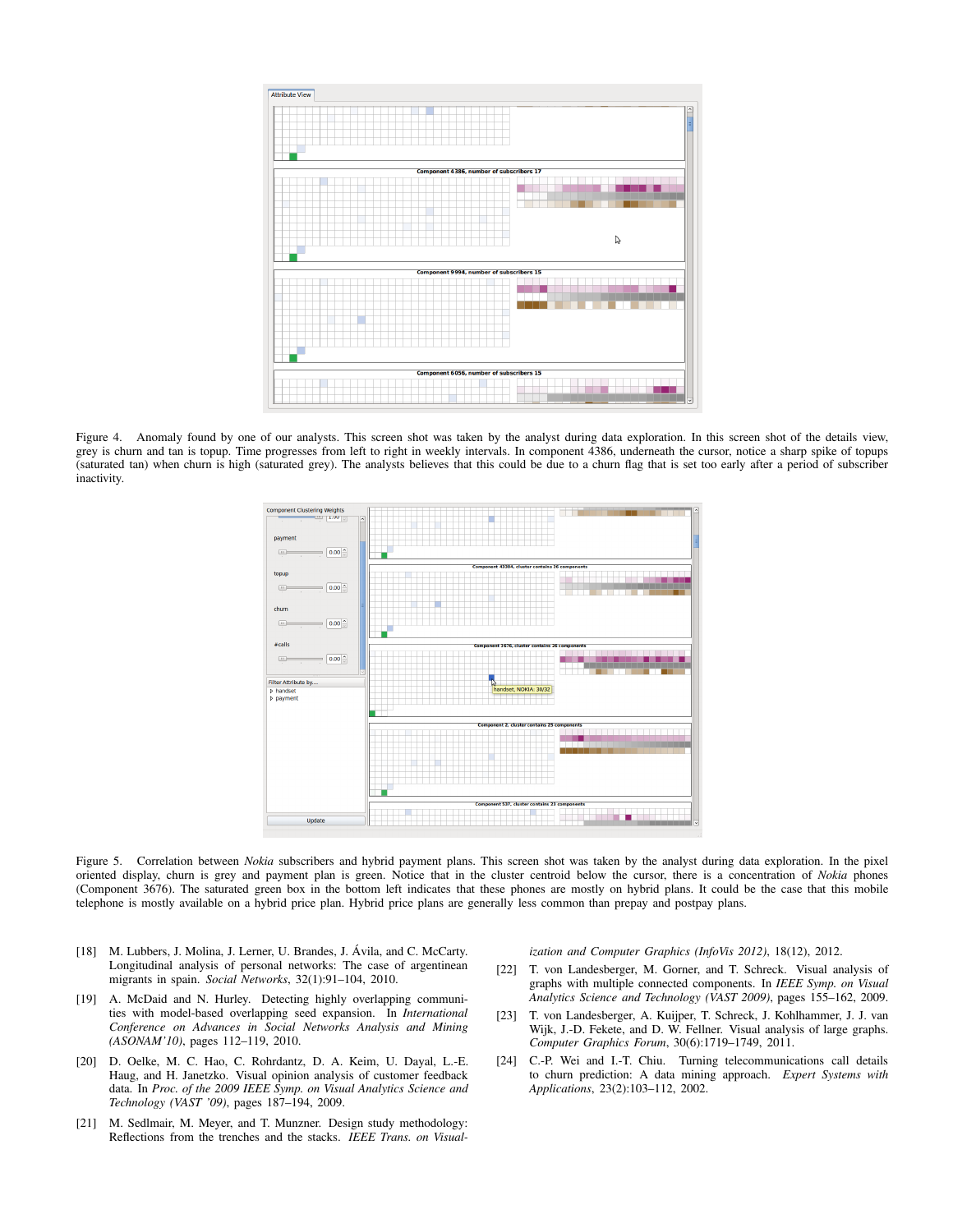Figure 4. Anomaly found by one of our analysts. This screen shot was taken by the analyst during data exploration. In this screen shot of the details view, grey is churn and tan is topup. Time progresses from left to right in weekly intervals. In component 4386, underneath the cursor, notice a sharp spike of topups (saturated tan) when churn is high (saturated grey). The analysts believes that this could be due to a churn flag that is set too early after a period of subscriber inactivity.

Figure 5. Correlation between *Nokia* subscribers and hybrid payment plans. This screen shot was taken by the analyst during data exploration. In the pixel oriented display, churn is grey and payment plan is green. Notice that in the cluster centroid below the cursor, there is a concentration of *Nokia* phones (Component 3676). The saturated green box in the bottom left indicates that these phones are mostly on hybrid plans. It could be the case that this mobile telephone is mostly available on a hybrid price plan. Hybrid price plans are generally less common than prepay and postpay plans.

[18] M. Lubbers, J. Molina, J. Lerner, U. Brandes, J. Ávila, and C. McCarty. Longitudinal analysis of personal networks: The case of argentinean migrants in spain. *Social Networks*, 32(1):91–104, 2010.

[19] A. McDaid and N. Hurley. Detecting highly overlapping communities with model-based overlapping seed expansion. In *International Conference on Advances in Social Networks Analysis and Mining (ASONAM'10)*, pages 112–119, 2010.

[20] D. Oelke, M. C. Hao, C. Rohrdantz, D. A. Keim, U. Dayal, L.-E. Haug, and H. Janetzko. Visual opinion analysis of customer feedback data. In *Proc. of the 2009 IEEE Symp. on Visual Analytics Science and Technology (VAST '09)*, pages 187–194, 2009.

[21] M. Sedlmair, M. Meyer, and T. Munzner. Design study methodology: Reflections from the trenches and the stacks. *IEEE Trans. on Visualization and Computer Graphics (InfoVis 2012)*, 18(12), 2012.

[22] T. von Landesberger, M. Gorner, and T. Schreck. Visual analysis of graphs with multiple connected components. In *IEEE Symp. on Visual Analytics Science and Technology (VAST 2009)*, pages 155–162, 2009.

[23] T. von Landesberger, A. Kuijper, T. Schreck, J. Kohlhammer, J. J. van Wijk, J.-D. Fekete, and D. W. Fellner. Visual analysis of large graphs. *Computer Graphics Forum*, 30(6):1719–1749, 2011.

[24] C.-P. Wei and I.-T. Chiu. Turning telecommunications call details to churn prediction: A data mining approach. *Expert Systems with Applications*, 23(2):103–112, 2002.